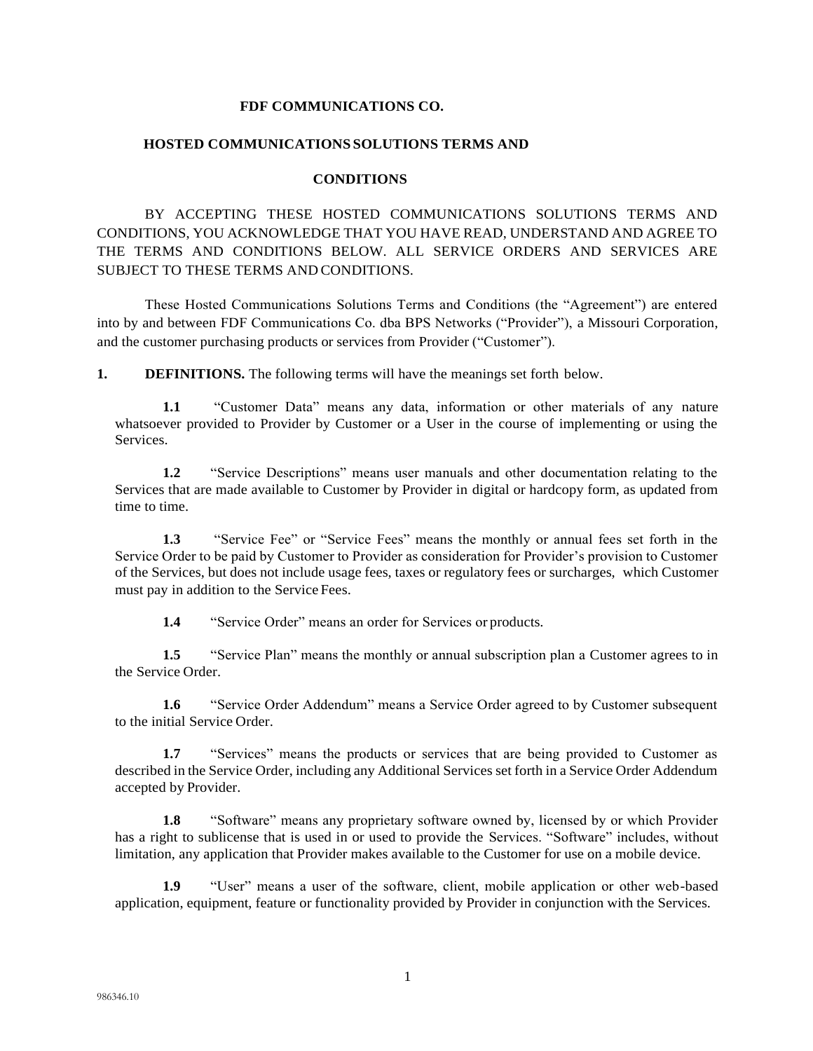# FDF COMMUNICATIONS CO.

## HOSTED COMMUNICATIONS SOLUTIONS TERMS AND CONDITIONS

BY ACCEPTING THESE HOSTED COMMUNICATIONS SOLUTIONS TERMS AND CONDITIONS, YOU ACKNOWLEDGE THAT YOU HAVE READ, UNDERSTAND AND AGREE TO THE TERMS AND CONDITIONS BELOW. ALL SERVICE ORDERS AND SERVICES ARE SUBJECT TO THESE TERMS AND CONDITIONS.

These Hosted Communications Solutions Terms and Conditions (the "Agreement") are entered into by and between FDF Communications Co. dba BPS Networks ("Provider"), a Missouri Corporation, and the customer purchasing products or services from Provider ("Customer").

**1. DEFINITIONS.** The following terms will have the meanings set forth below.

**1.1** "Customer Data" means any data, information or other materials of any nature whatsoever provided to Provider by Customer or a User in the course of implementing or using the Services.

**1.2** "Service Descriptions" means user manuals and other documentation relating to the Services that are made available to Customer by Provider in digital or hardcopy form, as updated from time to time.

**1.3** "Service Fee" or "Service Fees" means the monthly or annual fees set forth in the Service Order to be paid by Customer to Provider as consideration for Provider's provision to Customer of the Services, but does not include usage fees, taxes or regulatory fees or surcharges, which Customer must pay in addition to the Service Fees.

**1.4** "Service Order" means an order for Services or products.

**1.5** "Service Plan" means the monthly or annual subscription plan a Customer agrees to in the Service Order.

**1.6** "Service Order Addendum" means a Service Order agreed to by Customer subsequent to the initial Service Order.

**1.7** "Services" means the products or services that are being provided to Customer as described in the Service Order, including any Additional Services set forth in a Service Order Addendum accepted by Provider.

**1.8** "Software" means any proprietary software owned by, licensed by or which Provider has a right to sublicense that is used in or used to provide the Services. "Software" includes, without limitation, any application that Provider makes available to the Customer for use on a mobile device.

**1.9** "User" means a user of the software, client, mobile application or other web-based application, equipment, feature or functionality provided by Provider in conjunction with the Services.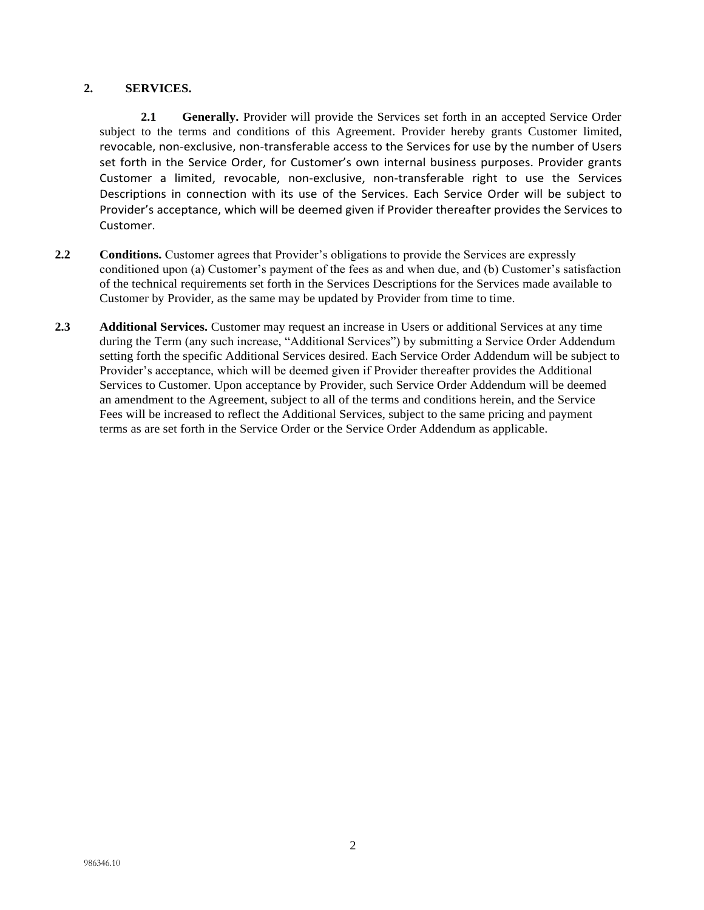## 2. SERVICES.

**2.1 Generally.** Provider will provide the Services set forth in an accepted Service Order subject to the terms and conditions of this Agreement. Provider hereby grants Customer limited, revocable, non-exclusive, non-transferable access to the Services for use by the number of Users set forth in the Service Order, for Customer's own internal business purposes. Provider grants Customer a limited, revocable, non-exclusive, non-transferable right to use the Services Descriptions in connection with its use of the Services. Each Service Order will be subject to Provider's acceptance, which will be deemed given if Provider thereafter provides the Services to Customer.

**2.2 Conditions.** Customer agrees that Provider's obligations to provide the Services are expressly conditioned upon (a) Customer's payment of the fees as and when due, and (b) Customer's satisfaction of the technical requirements set forth in the Services Descriptions for the Services made available to Customer by Provider, as the same may be updated by Provider from time to time.

**2.3 Additional Services.** Customer may request an increase in Users or additional Services at any time during the Term (any such increase, "Additional Services") by submitting a Service Order Addendum setting forth the specific Additional Services desired. Each Service Order Addendum will be subject to Provider's acceptance, which will be deemed given if Provider thereafter provides the Additional Services to Customer. Upon acceptance by Provider, such Service Order Addendum will be deemed an amendment to the Agreement, subject to all of the terms and conditions herein, and the Service Fees will be increased to reflect the Additional Services, subject to the same pricing and payment terms as are set forth in the Service Order or the Service Order Addendum as applicable.

986346.10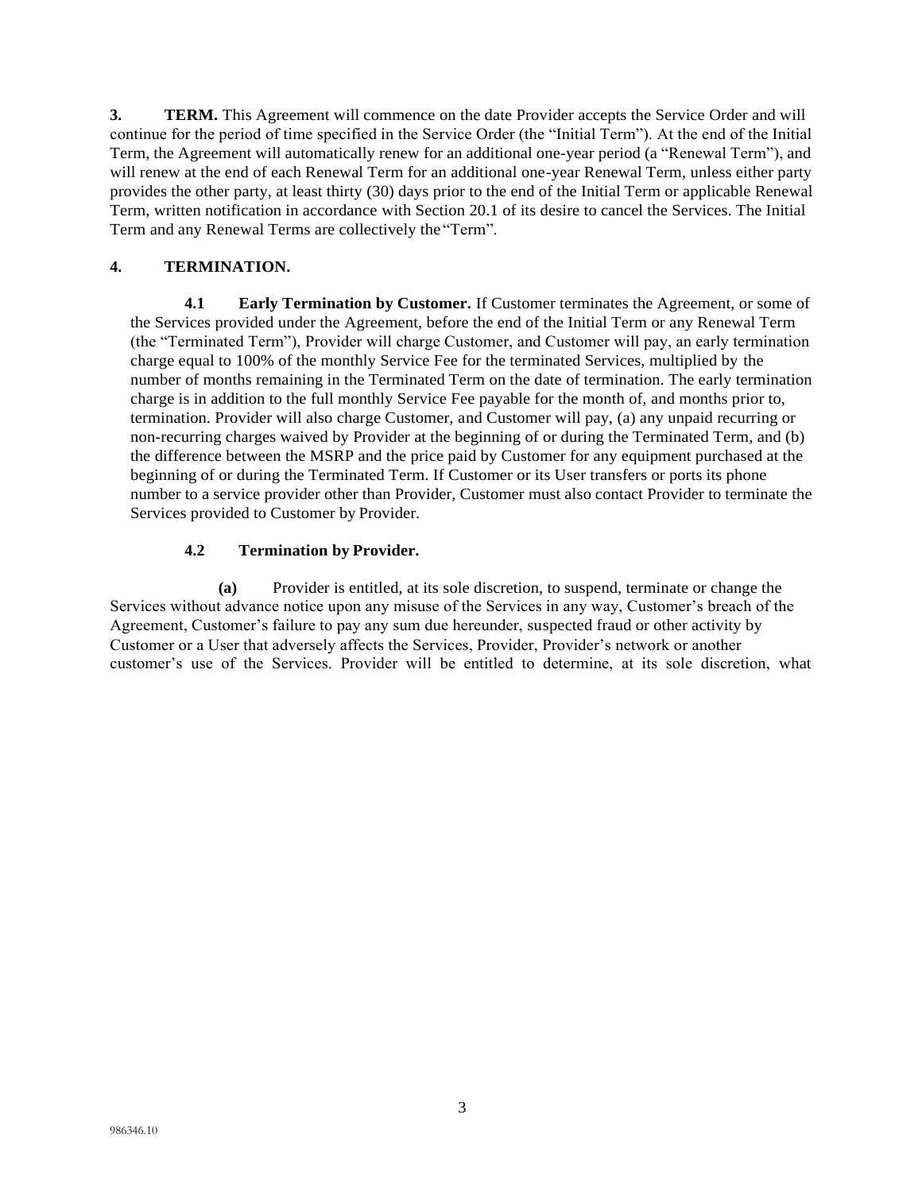**3. TERM.** This Agreement will commence on the date Provider accepts the Service Order and will continue for the period of time specified in the Service Order (the "Initial Term"). At the end of the Initial Term, the Agreement will automatically renew for an additional one-year period (a "Renewal Term"), and will renew at the end of each Renewal Term for an additional one-year Renewal Term, unless either party provides the other party, at least thirty (30) days prior to the end of the Initial Term or applicable Renewal Term, written notification in accordance with Section 20.1 of its desire to cancel the Services. The Initial Term and any Renewal Terms are collectively the "Term".

**4. TERMINATION.**

**4.1 Early Termination by Customer.** If Customer terminates the Agreement, or some of the Services provided under the Agreement, before the end of the Initial Term or any Renewal Term (the "Terminated Term"), Provider will charge Customer, and Customer will pay, an early termination charge equal to 100% of the monthly Service Fee for the terminated Services, multiplied by the number of months remaining in the Terminated Term on the date of termination. The early termination charge is in addition to the full monthly Service Fee payable for the month of, and months prior to, termination. Provider will also charge Customer, and Customer will pay, (a) any unpaid recurring or non-recurring charges waived by Provider at the beginning of or during the Terminated Term, and (b) the difference between the MSRP and the price paid by Customer for any equipment purchased at the beginning of or during the Terminated Term. If Customer or its User transfers or ports its phone number to a service provider other than Provider, Customer must also contact Provider to terminate the Services provided to Customer by Provider.

**4.2 Termination by Provider.**

**(a)** Provider is entitled, at its sole discretion, to suspend, terminate or change the Services without advance notice upon any misuse of the Services in any way, Customer's breach of the Agreement, Customer's failure to pay any sum due hereunder, suspected fraud or other activity by Customer or a User that adversely affects the Services, Provider, Provider's network or another customer's use of the Services. Provider will be entitled to determine, at its sole discretion, what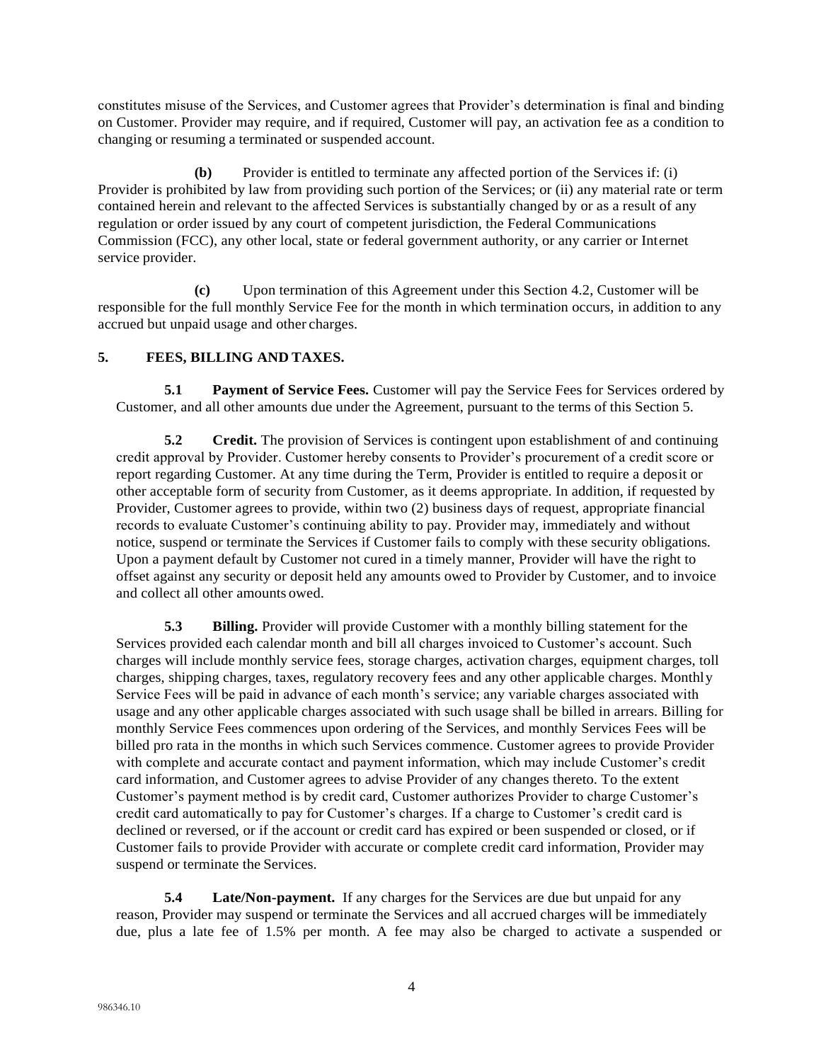constitutes misuse of the Services, and Customer agrees that Provider's determination is final and binding on Customer. Provider may require, and if required, Customer will pay, an activation fee as a condition to changing or resuming a terminated or suspended account.

**(b)** Provider is entitled to terminate any affected portion of the Services if: (i) Provider is prohibited by law from providing such portion of the Services; or (ii) any material rate or term contained herein and relevant to the affected Services is substantially changed by or as a result of any regulation or order issued by any court of competent jurisdiction, the Federal Communications Commission (FCC), any other local, state or federal government authority, or any carrier or Internet service provider.

**(c)** Upon termination of this Agreement under this Section 4.2, Customer will be responsible for the full monthly Service Fee for the month in which termination occurs, in addition to any accrued but unpaid usage and other charges.

## 5. FEES, BILLING AND TAXES.

**5.1 Payment of Service Fees.** Customer will pay the Service Fees for Services ordered by Customer, and all other amounts due under the Agreement, pursuant to the terms of this Section 5.

**5.2 Credit.** The provision of Services is contingent upon establishment of and continuing credit approval by Provider. Customer hereby consents to Provider's procurement of a credit score or report regarding Customer. At any time during the Term, Provider is entitled to require a deposit or other acceptable form of security from Customer, as it deems appropriate. In addition, if requested by Provider, Customer agrees to provide, within two (2) business days of request, appropriate financial records to evaluate Customer's continuing ability to pay. Provider may, immediately and without notice, suspend or terminate the Services if Customer fails to comply with these security obligations. Upon a payment default by Customer not cured in a timely manner, Provider will have the right to offset against any security or deposit held any amounts owed to Provider by Customer, and to invoice and collect all other amounts owed.

**5.3 Billing.** Provider will provide Customer with a monthly billing statement for the Services provided each calendar month and bill all charges invoiced to Customer's account. Such charges will include monthly service fees, storage charges, activation charges, equipment charges, toll charges, shipping charges, taxes, regulatory recovery fees and any other applicable charges. Monthly Service Fees will be paid in advance of each month's service; any variable charges associated with usage and any other applicable charges associated with such usage shall be billed in arrears. Billing for monthly Service Fees commences upon ordering of the Services, and monthly Services Fees will be billed pro rata in the months in which such Services commence. Customer agrees to provide Provider with complete and accurate contact and payment information, which may include Customer's credit card information, and Customer agrees to advise Provider of any changes thereto. To the extent Customer's payment method is by credit card, Customer authorizes Provider to charge Customer's credit card automatically to pay for Customer's charges. If a charge to Customer's credit card is declined or reversed, or if the account or credit card has expired or been suspended or closed, or if Customer fails to provide Provider with accurate or complete credit card information, Provider may suspend or terminate the Services.

**5.4 Late/Non-payment.** If any charges for the Services are due but unpaid for any reason, Provider may suspend or terminate the Services and all accrued charges will be immediately due, plus a late fee of 1.5% per month. A fee may also be charged to activate a suspended or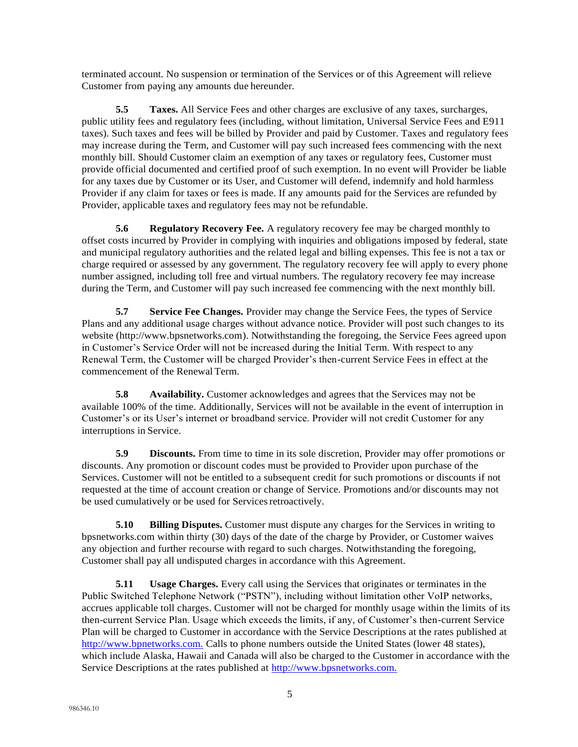terminated account. No suspension or termination of the Services or of this Agreement will relieve Customer from paying any amounts due hereunder.

**5.5 Taxes.** All Service Fees and other charges are exclusive of any taxes, surcharges, public utility fees and regulatory fees (including, without limitation, Universal Service Fees and E911 taxes). Such taxes and fees will be billed by Provider and paid by Customer. Taxes and regulatory fees may increase during the Term, and Customer will pay such increased fees commencing with the next monthly bill. Should Customer claim an exemption of any taxes or regulatory fees, Customer must provide official documented and certified proof of such exemption. In no event will Provider be liable for any taxes due by Customer or its User, and Customer will defend, indemnify and hold harmless Provider if any claim for taxes or fees is made. If any amounts paid for the Services are refunded by Provider, applicable taxes and regulatory fees may not be refundable.

**5.6 Regulatory Recovery Fee.** A regulatory recovery fee may be charged monthly to offset costs incurred by Provider in complying with inquiries and obligations imposed by federal, state and municipal regulatory authorities and the related legal and billing expenses. This fee is not a tax or charge required or assessed by any government. The regulatory recovery fee will apply to every phone number assigned, including toll free and virtual numbers. The regulatory recovery fee may increase during the Term, and Customer will pay such increased fee commencing with the next monthly bill.

**5.7 Service Fee Changes.** Provider may change the Service Fees, the types of Service Plans and any additional usage charges without advance notice. Provider will post such changes to its website (http://www.bpsnetworks.com). Notwithstanding the foregoing, the Service Fees agreed upon in Customer's Service Order will not be increased during the Initial Term. With respect to any Renewal Term, the Customer will be charged Provider's then-current Service Fees in effect at the commencement of the Renewal Term.

**5.8 Availability.** Customer acknowledges and agrees that the Services may not be available 100% of the time. Additionally, Services will not be available in the event of interruption in Customer's or its User's internet or broadband service. Provider will not credit Customer for any interruptions in Service.

**5.9 Discounts.** From time to time in its sole discretion, Provider may offer promotions or discounts. Any promotion or discount codes must be provided to Provider upon purchase of the Services. Customer will not be entitled to a subsequent credit for such promotions or discounts if not requested at the time of account creation or change of Service. Promotions and/or discounts may not be used cumulatively or be used for Services retroactively.

**5.10 Billing Disputes.** Customer must dispute any charges for the Services in writing to bpsnetworks.com within thirty (30) days of the date of the charge by Provider, or Customer waives any objection and further recourse with regard to such charges. Notwithstanding the foregoing, Customer shall pay all undisputed charges in accordance with this Agreement.

**5.11 Usage Charges.** Every call using the Services that originates or terminates in the Public Switched Telephone Network ("PSTN"), including without limitation other VoIP networks, accrues applicable toll charges. Customer will not be charged for monthly usage within the limits of its then-current Service Plan. Usage which exceeds the limits, if any, of Customer's then-current Service Plan will be charged to Customer in accordance with the Service Descriptions at the rates published at http://www.bpnetworks.com. Calls to phone numbers outside the United States (lower 48 states), which include Alaska, Hawaii and Canada will also be charged to the Customer in accordance with the Service Descriptions at the rates published at http://www.bpsnetworks.com.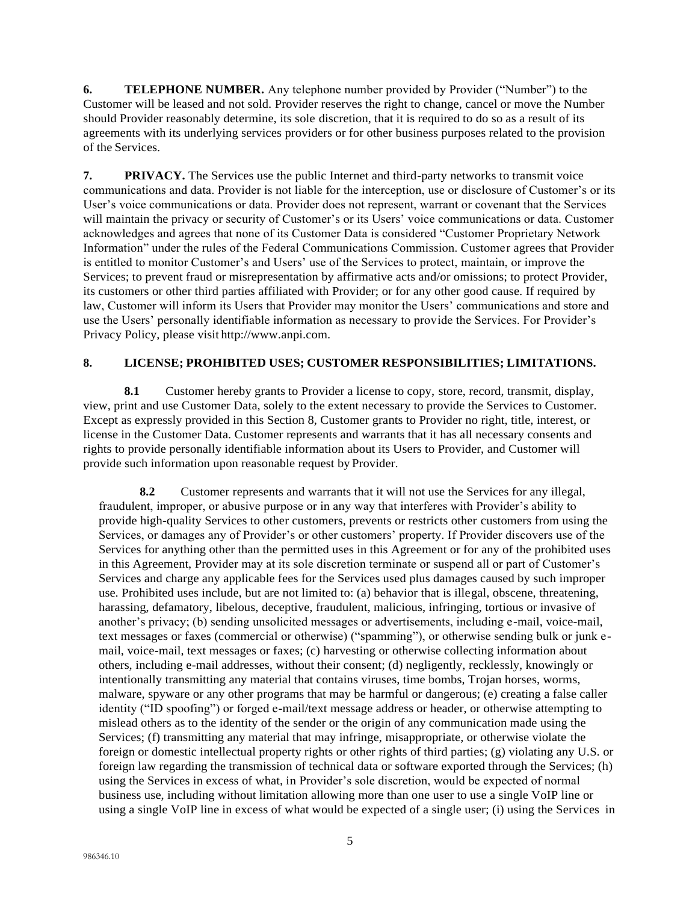**6. TELEPHONE NUMBER.** Any telephone number provided by Provider ("Number") to the Customer will be leased and not sold. Provider reserves the right to change, cancel or move the Number should Provider reasonably determine, its sole discretion, that it is required to do so as a result of its agreements with its underlying services providers or for other business purposes related to the provision of the Services.

**7. PRIVACY.** The Services use the public Internet and third-party networks to transmit voice communications and data. Provider is not liable for the interception, use or disclosure of Customer's or its User's voice communications or data. Provider does not represent, warrant or covenant that the Services will maintain the privacy or security of Customer's or its Users' voice communications or data. Customer acknowledges and agrees that none of its Customer Data is considered "Customer Proprietary Network Information" under the rules of the Federal Communications Commission. Customer agrees that Provider is entitled to monitor Customer's and Users' use of the Services to protect, maintain, or improve the Services; to prevent fraud or misrepresentation by affirmative acts and/or omissions; to protect Provider, its customers or other third parties affiliated with Provider; or for any other good cause. If required by law, Customer will inform its Users that Provider may monitor the Users' communications and store and use the Users' personally identifiable information as necessary to provide the Services. For Provider's Privacy Policy, please visit http://www.anpi.com.

**8. LICENSE; PROHIBITED USES; CUSTOMER RESPONSIBILITIES; LIMITATIONS.**

**8.1** Customer hereby grants to Provider a license to copy, store, record, transmit, display, view, print and use Customer Data, solely to the extent necessary to provide the Services to Customer. Except as expressly provided in this Section 8, Customer grants to Provider no right, title, interest, or license in the Customer Data. Customer represents and warrants that it has all necessary consents and rights to provide personally identifiable information about its Users to Provider, and Customer will provide such information upon reasonable request by Provider.

**8.2** Customer represents and warrants that it will not use the Services for any illegal, fraudulent, improper, or abusive purpose or in any way that interferes with Provider's ability to provide high-quality Services to other customers, prevents or restricts other customers from using the Services, or damages any of Provider's or other customers' property. If Provider discovers use of the Services for anything other than the permitted uses in this Agreement or for any of the prohibited uses in this Agreement, Provider may at its sole discretion terminate or suspend all or part of Customer's Services and charge any applicable fees for the Services used plus damages caused by such improper use. Prohibited uses include, but are not limited to: (a) behavior that is illegal, obscene, threatening, harassing, defamatory, libelous, deceptive, fraudulent, malicious, infringing, tortious or invasive of another's privacy; (b) sending unsolicited messages or advertisements, including e-mail, voice-mail, text messages or faxes (commercial or otherwise) ("spamming"), or otherwise sending bulk or junk e-mail, voice-mail, text messages or faxes; (c) harvesting or otherwise collecting information about others, including e-mail addresses, without their consent; (d) negligently, recklessly, knowingly or intentionally transmitting any material that contains viruses, time bombs, Trojan horses, worms, malware, spyware or any other programs that may be harmful or dangerous; (e) creating a false caller identity ("ID spoofing") or forged e-mail/text message address or header, or otherwise attempting to mislead others as to the identity of the sender or the origin of any communication made using the Services; (f) transmitting any material that may infringe, misappropriate, or otherwise violate the foreign or domestic intellectual property rights or other rights of third parties; (g) violating any U.S. or foreign law regarding the transmission of technical data or software exported through the Services; (h) using the Services in excess of what, in Provider's sole discretion, would be expected of normal business use, including without limitation allowing more than one user to use a single VoIP line or using a single VoIP line in excess of what would be expected of a single user; (i) using the Services in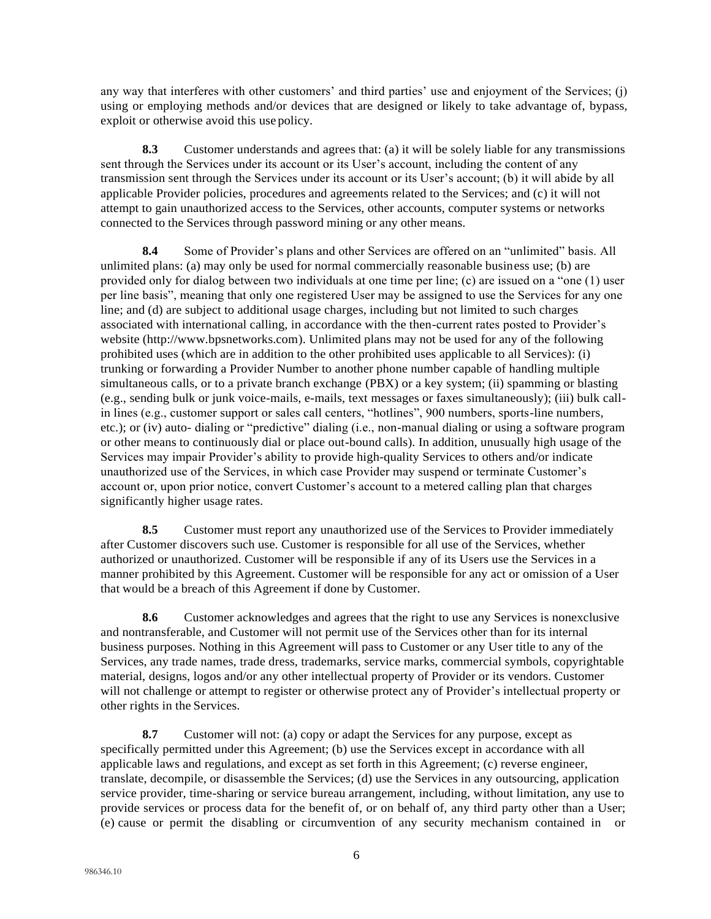any way that interferes with other customers' and third parties' use and enjoyment of the Services; (j) using or employing methods and/or devices that are designed or likely to take advantage of, bypass, exploit or otherwise avoid this use policy.

**8.3** Customer understands and agrees that: (a) it will be solely liable for any transmissions sent through the Services under its account or its User's account, including the content of any transmission sent through the Services under its account or its User's account; (b) it will abide by all applicable Provider policies, procedures and agreements related to the Services; and (c) it will not attempt to gain unauthorized access to the Services, other accounts, computer systems or networks connected to the Services through password mining or any other means.

**8.4** Some of Provider's plans and other Services are offered on an "unlimited" basis. All unlimited plans: (a) may only be used for normal commercially reasonable business use; (b) are provided only for dialog between two individuals at one time per line; (c) are issued on a "one (1) user per line basis", meaning that only one registered User may be assigned to use the Services for any one line; and (d) are subject to additional usage charges, including but not limited to such charges associated with international calling, in accordance with the then-current rates posted to Provider's website (http://www.bpsnetworks.com). Unlimited plans may not be used for any of the following prohibited uses (which are in addition to the other prohibited uses applicable to all Services): (i) trunking or forwarding a Provider Number to another phone number capable of handling multiple simultaneous calls, or to a private branch exchange (PBX) or a key system; (ii) spamming or blasting (e.g., sending bulk or junk voice-mails, e-mails, text messages or faxes simultaneously); (iii) bulk call-in lines (e.g., customer support or sales call centers, "hotlines", 900 numbers, sports-line numbers, etc.); or (iv) auto- dialing or "predictive" dialing (i.e., non-manual dialing or using a software program or other means to continuously dial or place out-bound calls). In addition, unusually high usage of the Services may impair Provider's ability to provide high-quality Services to others and/or indicate unauthorized use of the Services, in which case Provider may suspend or terminate Customer's account or, upon prior notice, convert Customer's account to a metered calling plan that charges significantly higher usage rates.

**8.5** Customer must report any unauthorized use of the Services to Provider immediately after Customer discovers such use. Customer is responsible for all use of the Services, whether authorized or unauthorized. Customer will be responsible if any of its Users use the Services in a manner prohibited by this Agreement. Customer will be responsible for any act or omission of a User that would be a breach of this Agreement if done by Customer.

**8.6** Customer acknowledges and agrees that the right to use any Services is nonexclusive and nontransferable, and Customer will not permit use of the Services other than for its internal business purposes. Nothing in this Agreement will pass to Customer or any User title to any of the Services, any trade names, trade dress, trademarks, service marks, commercial symbols, copyrightable material, designs, logos and/or any other intellectual property of Provider or its vendors. Customer will not challenge or attempt to register or otherwise protect any of Provider's intellectual property or other rights in the Services.

**8.7** Customer will not: (a) copy or adapt the Services for any purpose, except as specifically permitted under this Agreement; (b) use the Services except in accordance with all applicable laws and regulations, and except as set forth in this Agreement; (c) reverse engineer, translate, decompile, or disassemble the Services; (d) use the Services in any outsourcing, application service provider, time-sharing or service bureau arrangement, including, without limitation, any use to provide services or process data for the benefit of, or on behalf of, any third party other than a User; (e) cause or permit the disabling or circumvention of any security mechanism contained in or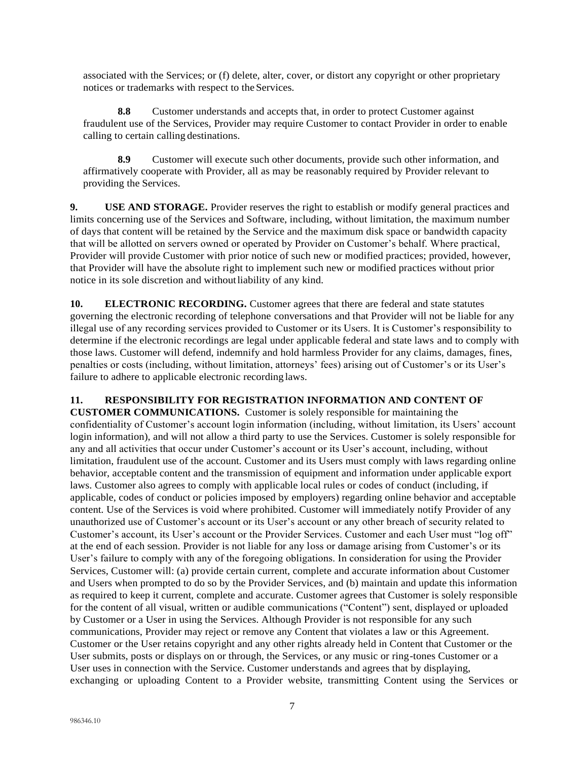associated with the Services; or (f) delete, alter, cover, or distort any copyright or other proprietary notices or trademarks with respect to the Services.

**8.8** Customer understands and accepts that, in order to protect Customer against fraudulent use of the Services, Provider may require Customer to contact Provider in order to enable calling to certain calling destinations.

**8.9** Customer will execute such other documents, provide such other information, and affirmatively cooperate with Provider, all as may be reasonably required by Provider relevant to providing the Services.

**9. USE AND STORAGE.** Provider reserves the right to establish or modify general practices and limits concerning use of the Services and Software, including, without limitation, the maximum number of days that content will be retained by the Service and the maximum disk space or bandwidth capacity that will be allotted on servers owned or operated by Provider on Customer's behalf. Where practical, Provider will provide Customer with prior notice of such new or modified practices; provided, however, that Provider will have the absolute right to implement such new or modified practices without prior notice in its sole discretion and without liability of any kind.

**10. ELECTRONIC RECORDING.** Customer agrees that there are federal and state statutes governing the electronic recording of telephone conversations and that Provider will not be liable for any illegal use of any recording services provided to Customer or its Users. It is Customer's responsibility to determine if the electronic recordings are legal under applicable federal and state laws and to comply with those laws. Customer will defend, indemnify and hold harmless Provider for any claims, damages, fines, penalties or costs (including, without limitation, attorneys' fees) arising out of Customer's or its User's failure to adhere to applicable electronic recording laws.

**11. RESPONSIBILITY FOR REGISTRATION INFORMATION AND CONTENT OF CUSTOMER COMMUNICATIONS.** Customer is solely responsible for maintaining the confidentiality of Customer's account login information (including, without limitation, its Users' account login information), and will not allow a third party to use the Services. Customer is solely responsible for any and all activities that occur under Customer's account or its User's account, including, without limitation, fraudulent use of the account. Customer and its Users must comply with laws regarding online behavior, acceptable content and the transmission of equipment and information under applicable export laws. Customer also agrees to comply with applicable local rules or codes of conduct (including, if applicable, codes of conduct or policies imposed by employers) regarding online behavior and acceptable content. Use of the Services is void where prohibited. Customer will immediately notify Provider of any unauthorized use of Customer's account or its User's account or any other breach of security related to Customer's account, its User's account or the Provider Services. Customer and each User must "log off" at the end of each session. Provider is not liable for any loss or damage arising from Customer's or its User's failure to comply with any of the foregoing obligations. In consideration for using the Provider Services, Customer will: (a) provide certain current, complete and accurate information about Customer and Users when prompted to do so by the Provider Services, and (b) maintain and update this information as required to keep it current, complete and accurate. Customer agrees that Customer is solely responsible for the content of all visual, written or audible communications ("Content") sent, displayed or uploaded by Customer or a User in using the Services. Although Provider is not responsible for any such communications, Provider may reject or remove any Content that violates a law or this Agreement. Customer or the User retains copyright and any other rights already held in Content that Customer or the User submits, posts or displays on or through, the Services, or any music or ring-tones Customer or a User uses in connection with the Service. Customer understands and agrees that by displaying, exchanging or uploading Content to a Provider website, transmitting Content using the Services or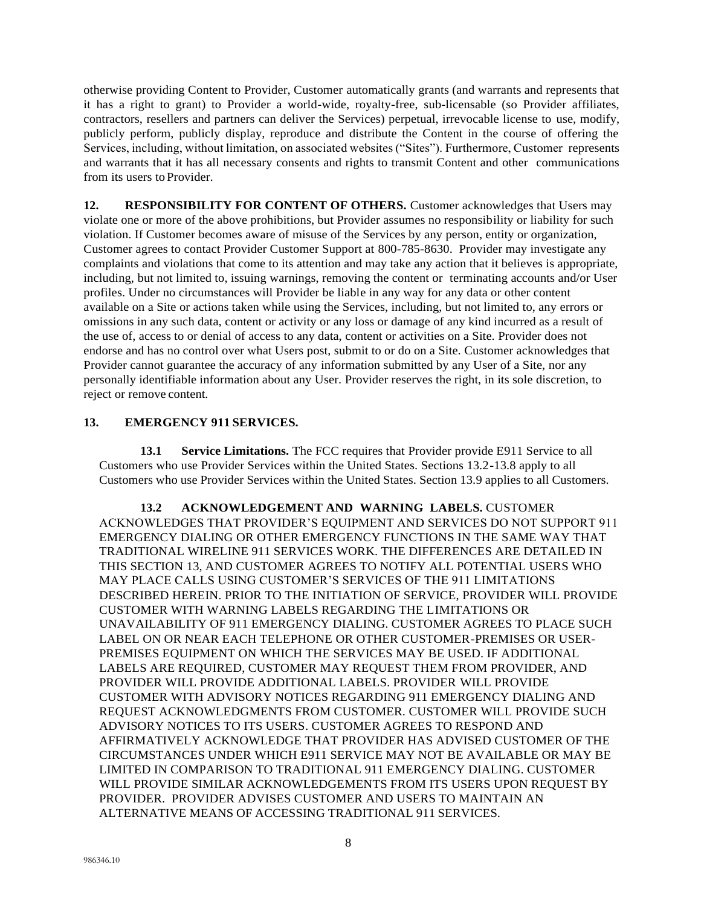otherwise providing Content to Provider, Customer automatically grants (and warrants and represents that it has a right to grant) to Provider a world-wide, royalty-free, sub-licensable (so Provider affiliates, contractors, resellers and partners can deliver the Services) perpetual, irrevocable license to use, modify, publicly perform, publicly display, reproduce and distribute the Content in the course of offering the Services, including, without limitation, on associated websites ("Sites"). Furthermore, Customer represents and warrants that it has all necessary consents and rights to transmit Content and other communications from its users to Provider.

**12. RESPONSIBILITY FOR CONTENT OF OTHERS.** Customer acknowledges that Users may violate one or more of the above prohibitions, but Provider assumes no responsibility or liability for such violation. If Customer becomes aware of misuse of the Services by any person, entity or organization, Customer agrees to contact Provider Customer Support at 800-785-8630. Provider may investigate any complaints and violations that come to its attention and may take any action that it believes is appropriate, including, but not limited to, issuing warnings, removing the content or terminating accounts and/or User profiles. Under no circumstances will Provider be liable in any way for any data or other content available on a Site or actions taken while using the Services, including, but not limited to, any errors or omissions in any such data, content or activity or any loss or damage of any kind incurred as a result of the use of, access to or denial of access to any data, content or activities on a Site. Provider does not endorse and has no control over what Users post, submit to or do on a Site. Customer acknowledges that Provider cannot guarantee the accuracy of any information submitted by any User of a Site, nor any personally identifiable information about any User. Provider reserves the right, in its sole discretion, to reject or remove content.

**13. EMERGENCY 911 SERVICES.**

**13.1 Service Limitations.** The FCC requires that Provider provide E911 Service to all Customers who use Provider Services within the United States. Sections 13.2-13.8 apply to all Customers who use Provider Services within the United States. Section 13.9 applies to all Customers.

**13.2 ACKNOWLEDGEMENT AND WARNING LABELS.** CUSTOMER ACKNOWLEDGES THAT PROVIDER'S EQUIPMENT AND SERVICES DO NOT SUPPORT 911 EMERGENCY DIALING OR OTHER EMERGENCY FUNCTIONS IN THE SAME WAY THAT TRADITIONAL WIRELINE 911 SERVICES WORK. THE DIFFERENCES ARE DETAILED IN THIS SECTION 13, AND CUSTOMER AGREES TO NOTIFY ALL POTENTIAL USERS WHO MAY PLACE CALLS USING CUSTOMER'S SERVICES OF THE 911 LIMITATIONS DESCRIBED HEREIN. PRIOR TO THE INITIATION OF SERVICE, PROVIDER WILL PROVIDE CUSTOMER WITH WARNING LABELS REGARDING THE LIMITATIONS OR UNAVAILABILITY OF 911 EMERGENCY DIALING. CUSTOMER AGREES TO PLACE SUCH LABEL ON OR NEAR EACH TELEPHONE OR OTHER CUSTOMER-PREMISES OR USER-PREMISES EQUIPMENT ON WHICH THE SERVICES MAY BE USED. IF ADDITIONAL LABELS ARE REQUIRED, CUSTOMER MAY REQUEST THEM FROM PROVIDER, AND PROVIDER WILL PROVIDE ADDITIONAL LABELS. PROVIDER WILL PROVIDE CUSTOMER WITH ADVISORY NOTICES REGARDING 911 EMERGENCY DIALING AND REQUEST ACKNOWLEDGMENTS FROM CUSTOMER. CUSTOMER WILL PROVIDE SUCH ADVISORY NOTICES TO ITS USERS. CUSTOMER AGREES TO RESPOND AND AFFIRMATIVELY ACKNOWLEDGE THAT PROVIDER HAS ADVISED CUSTOMER OF THE CIRCUMSTANCES UNDER WHICH E911 SERVICE MAY NOT BE AVAILABLE OR MAY BE LIMITED IN COMPARISON TO TRADITIONAL 911 EMERGENCY DIALING. CUSTOMER WILL PROVIDE SIMILAR ACKNOWLEDGEMENTS FROM ITS USERS UPON REQUEST BY PROVIDER. PROVIDER ADVISES CUSTOMER AND USERS TO MAINTAIN AN ALTERNATIVE MEANS OF ACCESSING TRADITIONAL 911 SERVICES.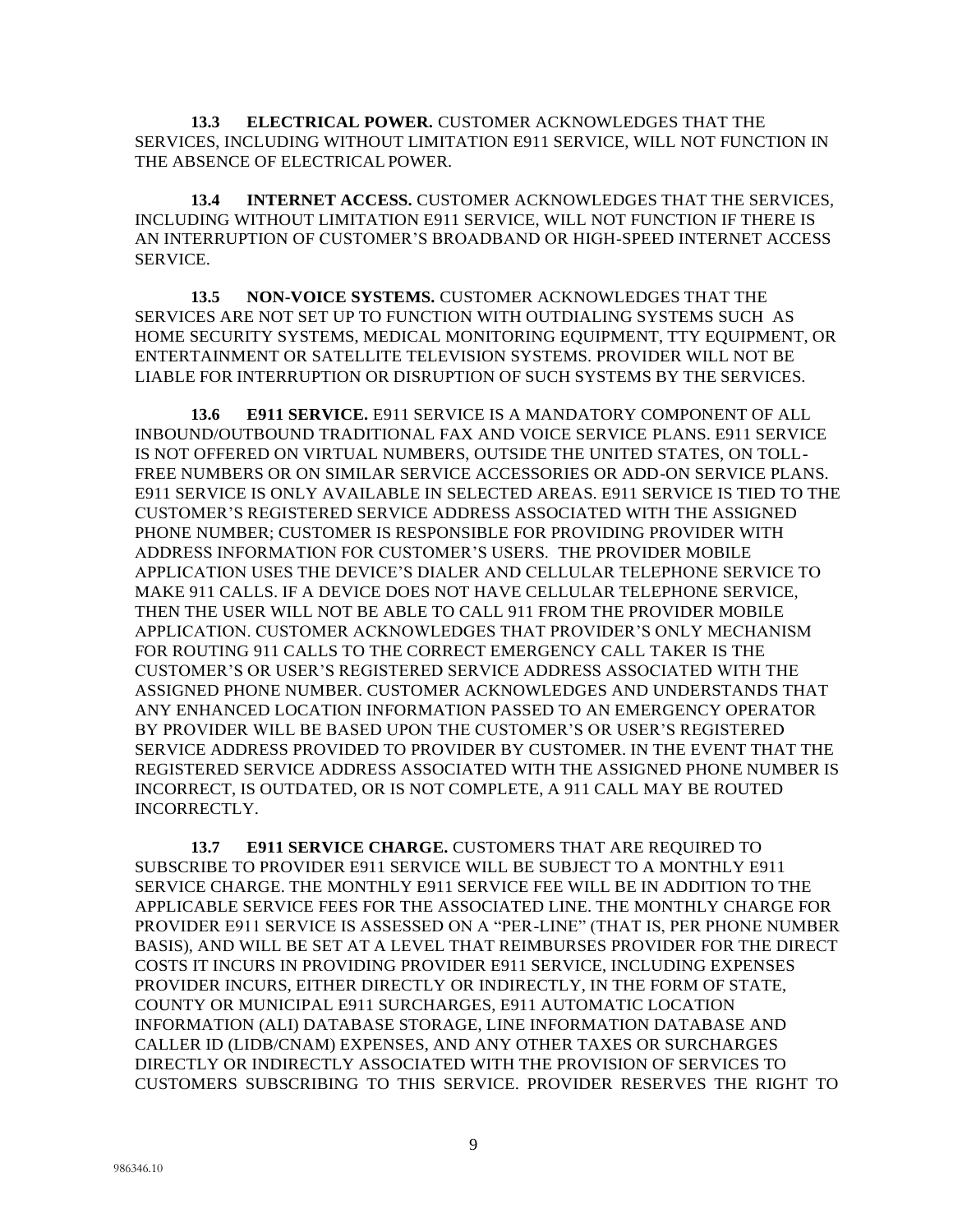**13.3 ELECTRICAL POWER.** CUSTOMER ACKNOWLEDGES THAT THE SERVICES, INCLUDING WITHOUT LIMITATION E911 SERVICE, WILL NOT FUNCTION IN THE ABSENCE OF ELECTRICAL POWER.

**13.4 INTERNET ACCESS.** CUSTOMER ACKNOWLEDGES THAT THE SERVICES, INCLUDING WITHOUT LIMITATION E911 SERVICE, WILL NOT FUNCTION IF THERE IS AN INTERRUPTION OF CUSTOMER'S BROADBAND OR HIGH-SPEED INTERNET ACCESS SERVICE.

**13.5 NON-VOICE SYSTEMS.** CUSTOMER ACKNOWLEDGES THAT THE SERVICES ARE NOT SET UP TO FUNCTION WITH OUTDIALING SYSTEMS SUCH AS HOME SECURITY SYSTEMS, MEDICAL MONITORING EQUIPMENT, TTY EQUIPMENT, OR ENTERTAINMENT OR SATELLITE TELEVISION SYSTEMS. PROVIDER WILL NOT BE LIABLE FOR INTERRUPTION OR DISRUPTION OF SUCH SYSTEMS BY THE SERVICES.

**13.6 E911 SERVICE.** E911 SERVICE IS A MANDATORY COMPONENT OF ALL INBOUND/OUTBOUND TRADITIONAL FAX AND VOICE SERVICE PLANS. E911 SERVICE IS NOT OFFERED ON VIRTUAL NUMBERS, OUTSIDE THE UNITED STATES, ON TOLL-FREE NUMBERS OR ON SIMILAR SERVICE ACCESSORIES OR ADD-ON SERVICE PLANS. E911 SERVICE IS ONLY AVAILABLE IN SELECTED AREAS. E911 SERVICE IS TIED TO THE CUSTOMER'S REGISTERED SERVICE ADDRESS ASSOCIATED WITH THE ASSIGNED PHONE NUMBER; CUSTOMER IS RESPONSIBLE FOR PROVIDING PROVIDER WITH ADDRESS INFORMATION FOR CUSTOMER'S USERS. THE PROVIDER MOBILE APPLICATION USES THE DEVICE'S DIALER AND CELLULAR TELEPHONE SERVICE TO MAKE 911 CALLS. IF A DEVICE DOES NOT HAVE CELLULAR TELEPHONE SERVICE, THEN THE USER WILL NOT BE ABLE TO CALL 911 FROM THE PROVIDER MOBILE APPLICATION. CUSTOMER ACKNOWLEDGES THAT PROVIDER'S ONLY MECHANISM FOR ROUTING 911 CALLS TO THE CORRECT EMERGENCY CALL TAKER IS THE CUSTOMER'S OR USER'S REGISTERED SERVICE ADDRESS ASSOCIATED WITH THE ASSIGNED PHONE NUMBER. CUSTOMER ACKNOWLEDGES AND UNDERSTANDS THAT ANY ENHANCED LOCATION INFORMATION PASSED TO AN EMERGENCY OPERATOR BY PROVIDER WILL BE BASED UPON THE CUSTOMER'S OR USER'S REGISTERED SERVICE ADDRESS PROVIDED TO PROVIDER BY CUSTOMER. IN THE EVENT THAT THE REGISTERED SERVICE ADDRESS ASSOCIATED WITH THE ASSIGNED PHONE NUMBER IS INCORRECT, IS OUTDATED, OR IS NOT COMPLETE, A 911 CALL MAY BE ROUTED INCORRECTLY.

**13.7 E911 SERVICE CHARGE.** CUSTOMERS THAT ARE REQUIRED TO SUBSCRIBE TO PROVIDER E911 SERVICE WILL BE SUBJECT TO A MONTHLY E911 SERVICE CHARGE. THE MONTHLY E911 SERVICE FEE WILL BE IN ADDITION TO THE APPLICABLE SERVICE FEES FOR THE ASSOCIATED LINE. THE MONTHLY CHARGE FOR PROVIDER E911 SERVICE IS ASSESSED ON A "PER-LINE" (THAT IS, PER PHONE NUMBER BASIS), AND WILL BE SET AT A LEVEL THAT REIMBURSES PROVIDER FOR THE DIRECT COSTS IT INCURS IN PROVIDING PROVIDER E911 SERVICE, INCLUDING EXPENSES PROVIDER INCURS, EITHER DIRECTLY OR INDIRECTLY, IN THE FORM OF STATE, COUNTY OR MUNICIPAL E911 SURCHARGES, E911 AUTOMATIC LOCATION INFORMATION (ALI) DATABASE STORAGE, LINE INFORMATION DATABASE AND CALLER ID (LIDB/CNAM) EXPENSES, AND ANY OTHER TAXES OR SURCHARGES DIRECTLY OR INDIRECTLY ASSOCIATED WITH THE PROVISION OF SERVICES TO CUSTOMERS SUBSCRIBING TO THIS SERVICE. PROVIDER RESERVES THE RIGHT TO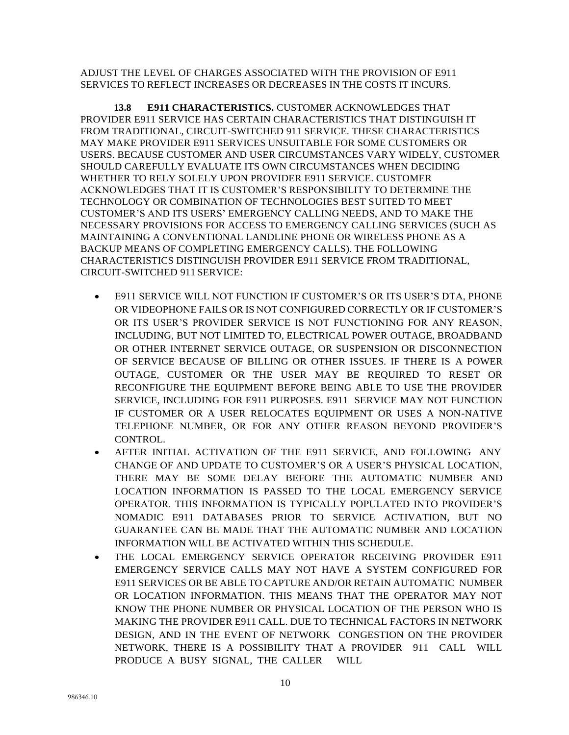ADJUST THE LEVEL OF CHARGES ASSOCIATED WITH THE PROVISION OF E911 SERVICES TO REFLECT INCREASES OR DECREASES IN THE COSTS IT INCURS.

**13.8 E911 CHARACTERISTICS.** CUSTOMER ACKNOWLEDGES THAT PROVIDER E911 SERVICE HAS CERTAIN CHARACTERISTICS THAT DISTINGUISH IT FROM TRADITIONAL, CIRCUIT-SWITCHED 911 SERVICE. THESE CHARACTERISTICS MAY MAKE PROVIDER E911 SERVICES UNSUITABLE FOR SOME CUSTOMERS OR USERS. BECAUSE CUSTOMER AND USER CIRCUMSTANCES VARY WIDELY, CUSTOMER SHOULD CAREFULLY EVALUATE ITS OWN CIRCUMSTANCES WHEN DECIDING WHETHER TO RELY SOLELY UPON PROVIDER E911 SERVICE. CUSTOMER ACKNOWLEDGES THAT IT IS CUSTOMER'S RESPONSIBILITY TO DETERMINE THE TECHNOLOGY OR COMBINATION OF TECHNOLOGIES BEST SUITED TO MEET CUSTOMER'S AND ITS USERS' EMERGENCY CALLING NEEDS, AND TO MAKE THE NECESSARY PROVISIONS FOR ACCESS TO EMERGENCY CALLING SERVICES (SUCH AS MAINTAINING A CONVENTIONAL LANDLINE PHONE OR WIRELESS PHONE AS A BACKUP MEANS OF COMPLETING EMERGENCY CALLS). THE FOLLOWING CHARACTERISTICS DISTINGUISH PROVIDER E911 SERVICE FROM TRADITIONAL, CIRCUIT-SWITCHED 911 SERVICE:

- E911 SERVICE WILL NOT FUNCTION IF CUSTOMER'S OR ITS USER'S DTA, PHONE OR VIDEOPHONE FAILS OR IS NOT CONFIGURED CORRECTLY OR IF CUSTOMER'S OR ITS USER'S PROVIDER SERVICE IS NOT FUNCTIONING FOR ANY REASON, INCLUDING, BUT NOT LIMITED TO, ELECTRICAL POWER OUTAGE, BROADBAND OR OTHER INTERNET SERVICE OUTAGE, OR SUSPENSION OR DISCONNECTION OF SERVICE BECAUSE OF BILLING OR OTHER ISSUES. IF THERE IS A POWER OUTAGE, CUSTOMER OR THE USER MAY BE REQUIRED TO RESET OR RECONFIGURE THE EQUIPMENT BEFORE BEING ABLE TO USE THE PROVIDER SERVICE, INCLUDING FOR E911 PURPOSES. E911 SERVICE MAY NOT FUNCTION IF CUSTOMER OR A USER RELOCATES EQUIPMENT OR USES A NON-NATIVE TELEPHONE NUMBER, OR FOR ANY OTHER REASON BEYOND PROVIDER'S CONTROL.
- AFTER INITIAL ACTIVATION OF THE E911 SERVICE, AND FOLLOWING ANY CHANGE OF AND UPDATE TO CUSTOMER'S OR A USER'S PHYSICAL LOCATION, THERE MAY BE SOME DELAY BEFORE THE AUTOMATIC NUMBER AND LOCATION INFORMATION IS PASSED TO THE LOCAL EMERGENCY SERVICE OPERATOR. THIS INFORMATION IS TYPICALLY POPULATED INTO PROVIDER'S NOMADIC E911 DATABASES PRIOR TO SERVICE ACTIVATION, BUT NO GUARANTEE CAN BE MADE THAT THE AUTOMATIC NUMBER AND LOCATION INFORMATION WILL BE ACTIVATED WITHIN THIS SCHEDULE.
- THE LOCAL EMERGENCY SERVICE OPERATOR RECEIVING PROVIDER E911 EMERGENCY SERVICE CALLS MAY NOT HAVE A SYSTEM CONFIGURED FOR E911 SERVICES OR BE ABLE TO CAPTURE AND/OR RETAIN AUTOMATIC NUMBER OR LOCATION INFORMATION. THIS MEANS THAT THE OPERATOR MAY NOT KNOW THE PHONE NUMBER OR PHYSICAL LOCATION OF THE PERSON WHO IS MAKING THE PROVIDER E911 CALL. DUE TO TECHNICAL FACTORS IN NETWORK DESIGN, AND IN THE EVENT OF NETWORK CONGESTION ON THE PROVIDER NETWORK, THERE IS A POSSIBILITY THAT A PROVIDER 911 CALL WILL PRODUCE A BUSY SIGNAL, THE CALLER WILL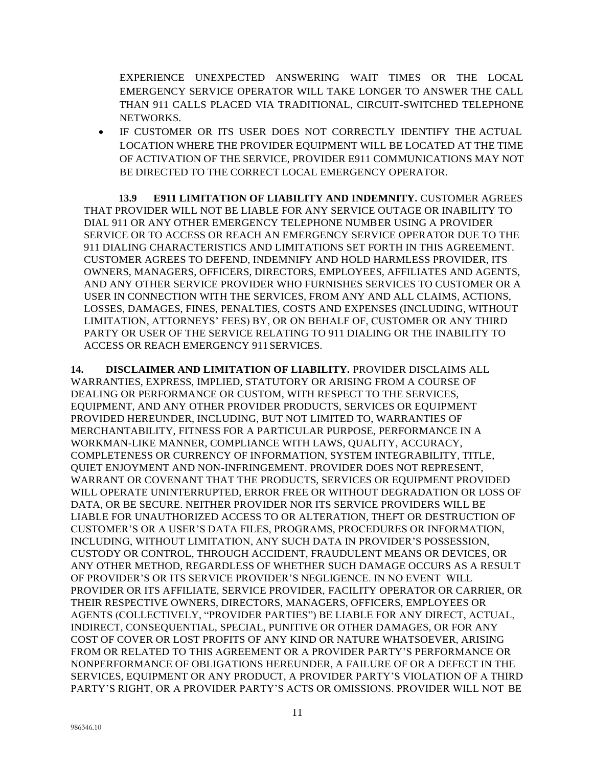EXPERIENCE UNEXPECTED ANSWERING WAIT TIMES OR THE LOCAL EMERGENCY SERVICE OPERATOR WILL TAKE LONGER TO ANSWER THE CALL THAN 911 CALLS PLACED VIA TRADITIONAL, CIRCUIT-SWITCHED TELEPHONE NETWORKS.

- IF CUSTOMER OR ITS USER DOES NOT CORRECTLY IDENTIFY THE ACTUAL LOCATION WHERE THE PROVIDER EQUIPMENT WILL BE LOCATED AT THE TIME OF ACTIVATION OF THE SERVICE, PROVIDER E911 COMMUNICATIONS MAY NOT BE DIRECTED TO THE CORRECT LOCAL EMERGENCY OPERATOR.

**13.9 E911 LIMITATION OF LIABILITY AND INDEMNITY.** CUSTOMER AGREES THAT PROVIDER WILL NOT BE LIABLE FOR ANY SERVICE OUTAGE OR INABILITY TO DIAL 911 OR ANY OTHER EMERGENCY TELEPHONE NUMBER USING A PROVIDER SERVICE OR TO ACCESS OR REACH AN EMERGENCY SERVICE OPERATOR DUE TO THE 911 DIALING CHARACTERISTICS AND LIMITATIONS SET FORTH IN THIS AGREEMENT. CUSTOMER AGREES TO DEFEND, INDEMNIFY AND HOLD HARMLESS PROVIDER, ITS OWNERS, MANAGERS, OFFICERS, DIRECTORS, EMPLOYEES, AFFILIATES AND AGENTS, AND ANY OTHER SERVICE PROVIDER WHO FURNISHES SERVICES TO CUSTOMER OR A USER IN CONNECTION WITH THE SERVICES, FROM ANY AND ALL CLAIMS, ACTIONS, LOSSES, DAMAGES, FINES, PENALTIES, COSTS AND EXPENSES (INCLUDING, WITHOUT LIMITATION, ATTORNEYS' FEES) BY, OR ON BEHALF OF, CUSTOMER OR ANY THIRD PARTY OR USER OF THE SERVICE RELATING TO 911 DIALING OR THE INABILITY TO ACCESS OR REACH EMERGENCY 911 SERVICES.

**14. DISCLAIMER AND LIMITATION OF LIABILITY.** PROVIDER DISCLAIMS ALL WARRANTIES, EXPRESS, IMPLIED, STATUTORY OR ARISING FROM A COURSE OF DEALING OR PERFORMANCE OR CUSTOM, WITH RESPECT TO THE SERVICES, EQUIPMENT, AND ANY OTHER PROVIDER PRODUCTS, SERVICES OR EQUIPMENT PROVIDED HEREUNDER, INCLUDING, BUT NOT LIMITED TO, WARRANTIES OF MERCHANTABILITY, FITNESS FOR A PARTICULAR PURPOSE, PERFORMANCE IN A WORKMAN-LIKE MANNER, COMPLIANCE WITH LAWS, QUALITY, ACCURACY, COMPLETENESS OR CURRENCY OF INFORMATION, SYSTEM INTEGRABILITY, TITLE, QUIET ENJOYMENT AND NON-INFRINGEMENT. PROVIDER DOES NOT REPRESENT, WARRANT OR COVENANT THAT THE PRODUCTS, SERVICES OR EQUIPMENT PROVIDED WILL OPERATE UNINTERRUPTED, ERROR FREE OR WITHOUT DEGRADATION OR LOSS OF DATA, OR BE SECURE. NEITHER PROVIDER NOR ITS SERVICE PROVIDERS WILL BE LIABLE FOR UNAUTHORIZED ACCESS TO OR ALTERATION, THEFT OR DESTRUCTION OF CUSTOMER'S OR A USER'S DATA FILES, PROGRAMS, PROCEDURES OR INFORMATION, INCLUDING, WITHOUT LIMITATION, ANY SUCH DATA IN PROVIDER'S POSSESSION, CUSTODY OR CONTROL, THROUGH ACCIDENT, FRAUDULENT MEANS OR DEVICES, OR ANY OTHER METHOD, REGARDLESS OF WHETHER SUCH DAMAGE OCCURS AS A RESULT OF PROVIDER'S OR ITS SERVICE PROVIDER'S NEGLIGENCE. IN NO EVENT WILL PROVIDER OR ITS AFFILIATE, SERVICE PROVIDER, FACILITY OPERATOR OR CARRIER, OR THEIR RESPECTIVE OWNERS, DIRECTORS, MANAGERS, OFFICERS, EMPLOYEES OR AGENTS (COLLECTIVELY, "PROVIDER PARTIES") BE LIABLE FOR ANY DIRECT, ACTUAL, INDIRECT, CONSEQUENTIAL, SPECIAL, PUNITIVE OR OTHER DAMAGES, OR FOR ANY COST OF COVER OR LOST PROFITS OF ANY KIND OR NATURE WHATSOEVER, ARISING FROM OR RELATED TO THIS AGREEMENT OR A PROVIDER PARTY'S PERFORMANCE OR NONPERFORMANCE OF OBLIGATIONS HEREUNDER, A FAILURE OF OR A DEFECT IN THE SERVICES, EQUIPMENT OR ANY PRODUCT, A PROVIDER PARTY'S VIOLATION OF A THIRD PARTY'S RIGHT, OR A PROVIDER PARTY'S ACTS OR OMISSIONS. PROVIDER WILL NOT BE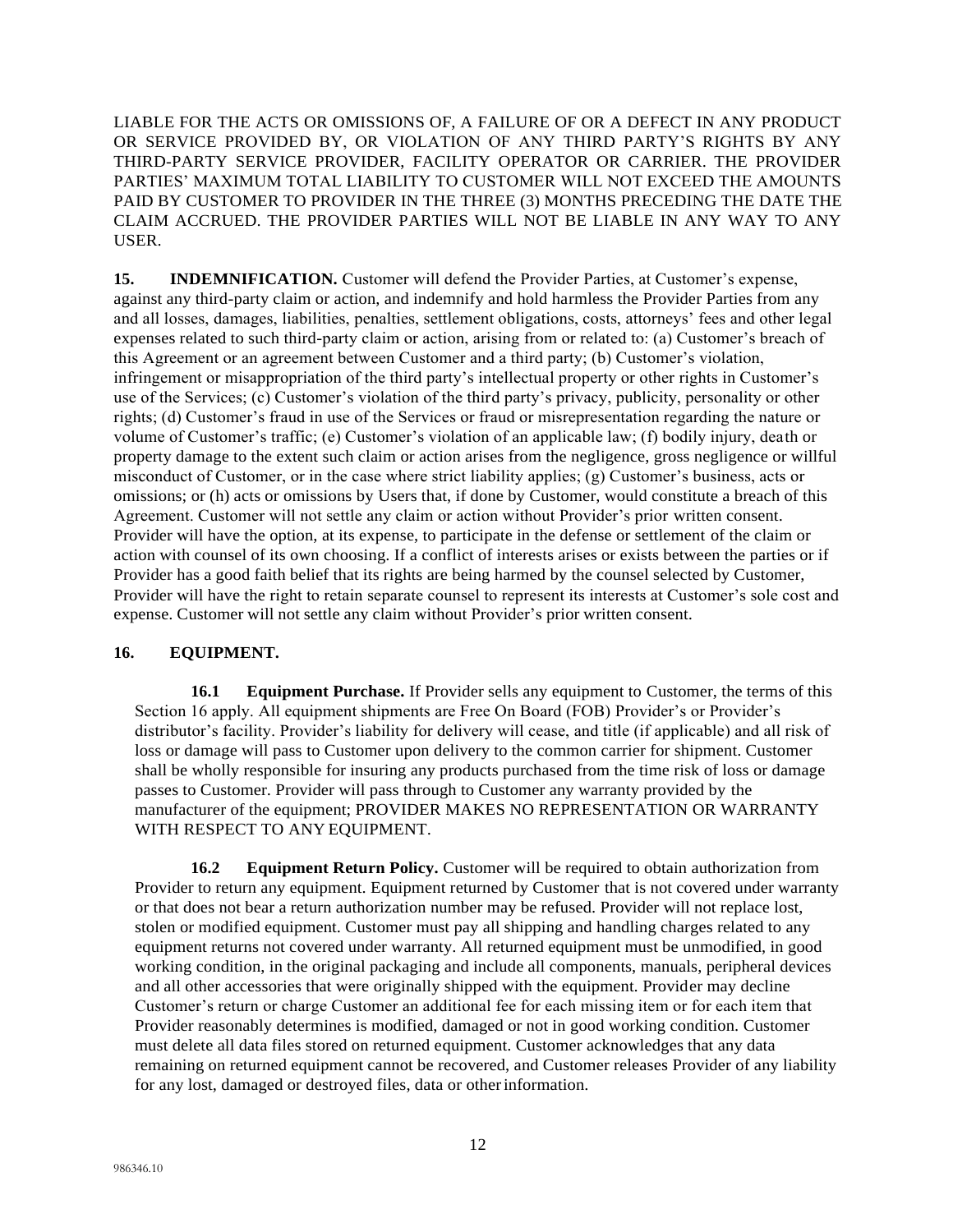LIABLE FOR THE ACTS OR OMISSIONS OF, A FAILURE OF OR A DEFECT IN ANY PRODUCT OR SERVICE PROVIDED BY, OR VIOLATION OF ANY THIRD PARTY'S RIGHTS BY ANY THIRD-PARTY SERVICE PROVIDER, FACILITY OPERATOR OR CARRIER. THE PROVIDER PARTIES' MAXIMUM TOTAL LIABILITY TO CUSTOMER WILL NOT EXCEED THE AMOUNTS PAID BY CUSTOMER TO PROVIDER IN THE THREE (3) MONTHS PRECEDING THE DATE THE CLAIM ACCRUED. THE PROVIDER PARTIES WILL NOT BE LIABLE IN ANY WAY TO ANY USER.

**15. INDEMNIFICATION.** Customer will defend the Provider Parties, at Customer's expense, against any third-party claim or action, and indemnify and hold harmless the Provider Parties from any and all losses, damages, liabilities, penalties, settlement obligations, costs, attorneys' fees and other legal expenses related to such third-party claim or action, arising from or related to: (a) Customer's breach of this Agreement or an agreement between Customer and a third party; (b) Customer's violation, infringement or misappropriation of the third party's intellectual property or other rights in Customer's use of the Services; (c) Customer's violation of the third party's privacy, publicity, personality or other rights; (d) Customer's fraud in use of the Services or fraud or misrepresentation regarding the nature or volume of Customer's traffic; (e) Customer's violation of an applicable law; (f) bodily injury, death or property damage to the extent such claim or action arises from the negligence, gross negligence or willful misconduct of Customer, or in the case where strict liability applies; (g) Customer's business, acts or omissions; or (h) acts or omissions by Users that, if done by Customer, would constitute a breach of this Agreement. Customer will not settle any claim or action without Provider's prior written consent. Provider will have the option, at its expense, to participate in the defense or settlement of the claim or action with counsel of its own choosing. If a conflict of interests arises or exists between the parties or if Provider has a good faith belief that its rights are being harmed by the counsel selected by Customer, Provider will have the right to retain separate counsel to represent its interests at Customer's sole cost and expense. Customer will not settle any claim without Provider's prior written consent.

**16. EQUIPMENT.**

**16.1 Equipment Purchase.** If Provider sells any equipment to Customer, the terms of this Section 16 apply. All equipment shipments are Free On Board (FOB) Provider's or Provider's distributor's facility. Provider's liability for delivery will cease, and title (if applicable) and all risk of loss or damage will pass to Customer upon delivery to the common carrier for shipment. Customer shall be wholly responsible for insuring any products purchased from the time risk of loss or damage passes to Customer. Provider will pass through to Customer any warranty provided by the manufacturer of the equipment; PROVIDER MAKES NO REPRESENTATION OR WARRANTY WITH RESPECT TO ANY EQUIPMENT.

**16.2 Equipment Return Policy.** Customer will be required to obtain authorization from Provider to return any equipment. Equipment returned by Customer that is not covered under warranty or that does not bear a return authorization number may be refused. Provider will not replace lost, stolen or modified equipment. Customer must pay all shipping and handling charges related to any equipment returns not covered under warranty. All returned equipment must be unmodified, in good working condition, in the original packaging and include all components, manuals, peripheral devices and all other accessories that were originally shipped with the equipment. Provider may decline Customer's return or charge Customer an additional fee for each missing item or for each item that Provider reasonably determines is modified, damaged or not in good working condition. Customer must delete all data files stored on returned equipment. Customer acknowledges that any data remaining on returned equipment cannot be recovered, and Customer releases Provider of any liability for any lost, damaged or destroyed files, data or other information.

986346.10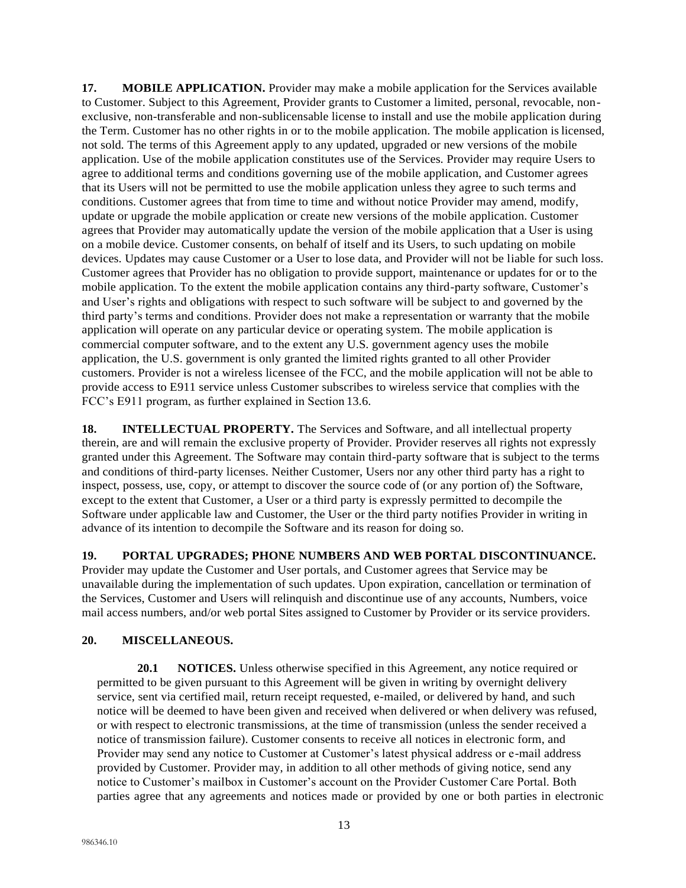**17. MOBILE APPLICATION.** Provider may make a mobile application for the Services available to Customer. Subject to this Agreement, Provider grants to Customer a limited, personal, revocable, non-exclusive, non-transferable and non-sublicensable license to install and use the mobile application during the Term. Customer has no other rights in or to the mobile application. The mobile application is licensed, not sold. The terms of this Agreement apply to any updated, upgraded or new versions of the mobile application. Use of the mobile application constitutes use of the Services. Provider may require Users to agree to additional terms and conditions governing use of the mobile application, and Customer agrees that its Users will not be permitted to use the mobile application unless they agree to such terms and conditions. Customer agrees that from time to time and without notice Provider may amend, modify, update or upgrade the mobile application or create new versions of the mobile application. Customer agrees that Provider may automatically update the version of the mobile application that a User is using on a mobile device. Customer consents, on behalf of itself and its Users, to such updating on mobile devices. Updates may cause Customer or a User to lose data, and Provider will not be liable for such loss. Customer agrees that Provider has no obligation to provide support, maintenance or updates for or to the mobile application. To the extent the mobile application contains any third-party software, Customer's and User's rights and obligations with respect to such software will be subject to and governed by the third party's terms and conditions. Provider does not make a representation or warranty that the mobile application will operate on any particular device or operating system. The mobile application is commercial computer software, and to the extent any U.S. government agency uses the mobile application, the U.S. government is only granted the limited rights granted to all other Provider customers. Provider is not a wireless licensee of the FCC, and the mobile application will not be able to provide access to E911 service unless Customer subscribes to wireless service that complies with the FCC's E911 program, as further explained in Section 13.6.

**18. INTELLECTUAL PROPERTY.** The Services and Software, and all intellectual property therein, are and will remain the exclusive property of Provider. Provider reserves all rights not expressly granted under this Agreement. The Software may contain third-party software that is subject to the terms and conditions of third-party licenses. Neither Customer, Users nor any other third party has a right to inspect, possess, use, copy, or attempt to discover the source code of (or any portion of) the Software, except to the extent that Customer, a User or a third party is expressly permitted to decompile the Software under applicable law and Customer, the User or the third party notifies Provider in writing in advance of its intention to decompile the Software and its reason for doing so.

**19. PORTAL UPGRADES; PHONE NUMBERS AND WEB PORTAL DISCONTINUANCE.** Provider may update the Customer and User portals, and Customer agrees that Service may be unavailable during the implementation of such updates. Upon expiration, cancellation or termination of the Services, Customer and Users will relinquish and discontinue use of any accounts, Numbers, voice mail access numbers, and/or web portal Sites assigned to Customer by Provider or its service providers.

**20. MISCELLANEOUS.**

**20.1 NOTICES.** Unless otherwise specified in this Agreement, any notice required or permitted to be given pursuant to this Agreement will be given in writing by overnight delivery service, sent via certified mail, return receipt requested, e-mailed, or delivered by hand, and such notice will be deemed to have been given and received when delivered or when delivery was refused, or with respect to electronic transmissions, at the time of transmission (unless the sender received a notice of transmission failure). Customer consents to receive all notices in electronic form, and Provider may send any notice to Customer at Customer's latest physical address or e-mail address provided by Customer. Provider may, in addition to all other methods of giving notice, send any notice to Customer's mailbox in Customer's account on the Provider Customer Care Portal. Both parties agree that any agreements and notices made or provided by one or both parties in electronic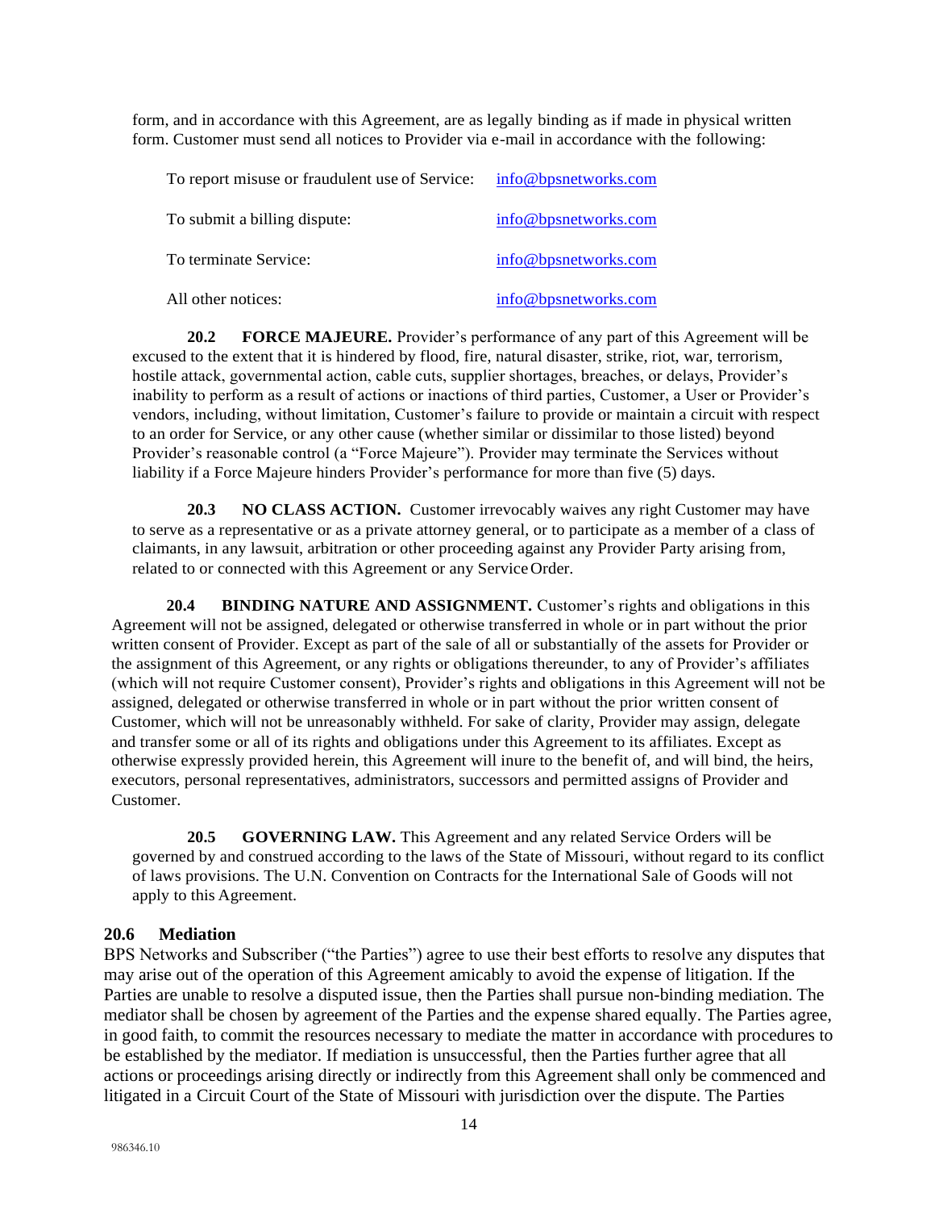form, and in accordance with this Agreement, are as legally binding as if made in physical written form. Customer must send all notices to Provider via e-mail in accordance with the following:

| | |
|---|---|
| To report misuse or fraudulent use of Service: | info@bpsnetworks.com |
| To submit a billing dispute: | info@bpsnetworks.com |
| To terminate Service: | info@bpsnetworks.com |
| All other notices: | info@bpsnetworks.com |

**20.2 FORCE MAJEURE.** Provider's performance of any part of this Agreement will be excused to the extent that it is hindered by flood, fire, natural disaster, strike, riot, war, terrorism, hostile attack, governmental action, cable cuts, supplier shortages, breaches, or delays, Provider's inability to perform as a result of actions or inactions of third parties, Customer, a User or Provider's vendors, including, without limitation, Customer's failure to provide or maintain a circuit with respect to an order for Service, or any other cause (whether similar or dissimilar to those listed) beyond Provider's reasonable control (a "Force Majeure"). Provider may terminate the Services without liability if a Force Majeure hinders Provider's performance for more than five (5) days.

**20.3 NO CLASS ACTION.** Customer irrevocably waives any right Customer may have to serve as a representative or as a private attorney general, or to participate as a member of a class of claimants, in any lawsuit, arbitration or other proceeding against any Provider Party arising from, related to or connected with this Agreement or any Service Order.

**20.4 BINDING NATURE AND ASSIGNMENT.** Customer's rights and obligations in this Agreement will not be assigned, delegated or otherwise transferred in whole or in part without the prior written consent of Provider. Except as part of the sale of all or substantially of the assets for Provider or the assignment of this Agreement, or any rights or obligations thereunder, to any of Provider's affiliates (which will not require Customer consent), Provider's rights and obligations in this Agreement will not be assigned, delegated or otherwise transferred in whole or in part without the prior written consent of Customer, which will not be unreasonably withheld. For sake of clarity, Provider may assign, delegate and transfer some or all of its rights and obligations under this Agreement to its affiliates. Except as otherwise expressly provided herein, this Agreement will inure to the benefit of, and will bind, the heirs, executors, personal representatives, administrators, successors and permitted assigns of Provider and Customer.

**20.5 GOVERNING LAW.** This Agreement and any related Service Orders will be governed by and construed according to the laws of the State of Missouri, without regard to its conflict of laws provisions. The U.N. Convention on Contracts for the International Sale of Goods will not apply to this Agreement.

### 20.6 Mediation

BPS Networks and Subscriber ("the Parties") agree to use their best efforts to resolve any disputes that may arise out of the operation of this Agreement amicably to avoid the expense of litigation. If the Parties are unable to resolve a disputed issue, then the Parties shall pursue non-binding mediation. The mediator shall be chosen by agreement of the Parties and the expense shared equally. The Parties agree, in good faith, to commit the resources necessary to mediate the matter in accordance with procedures to be established by the mediator. If mediation is unsuccessful, then the Parties further agree that all actions or proceedings arising directly or indirectly from this Agreement shall only be commenced and litigated in a Circuit Court of the State of Missouri with jurisdiction over the dispute. The Parties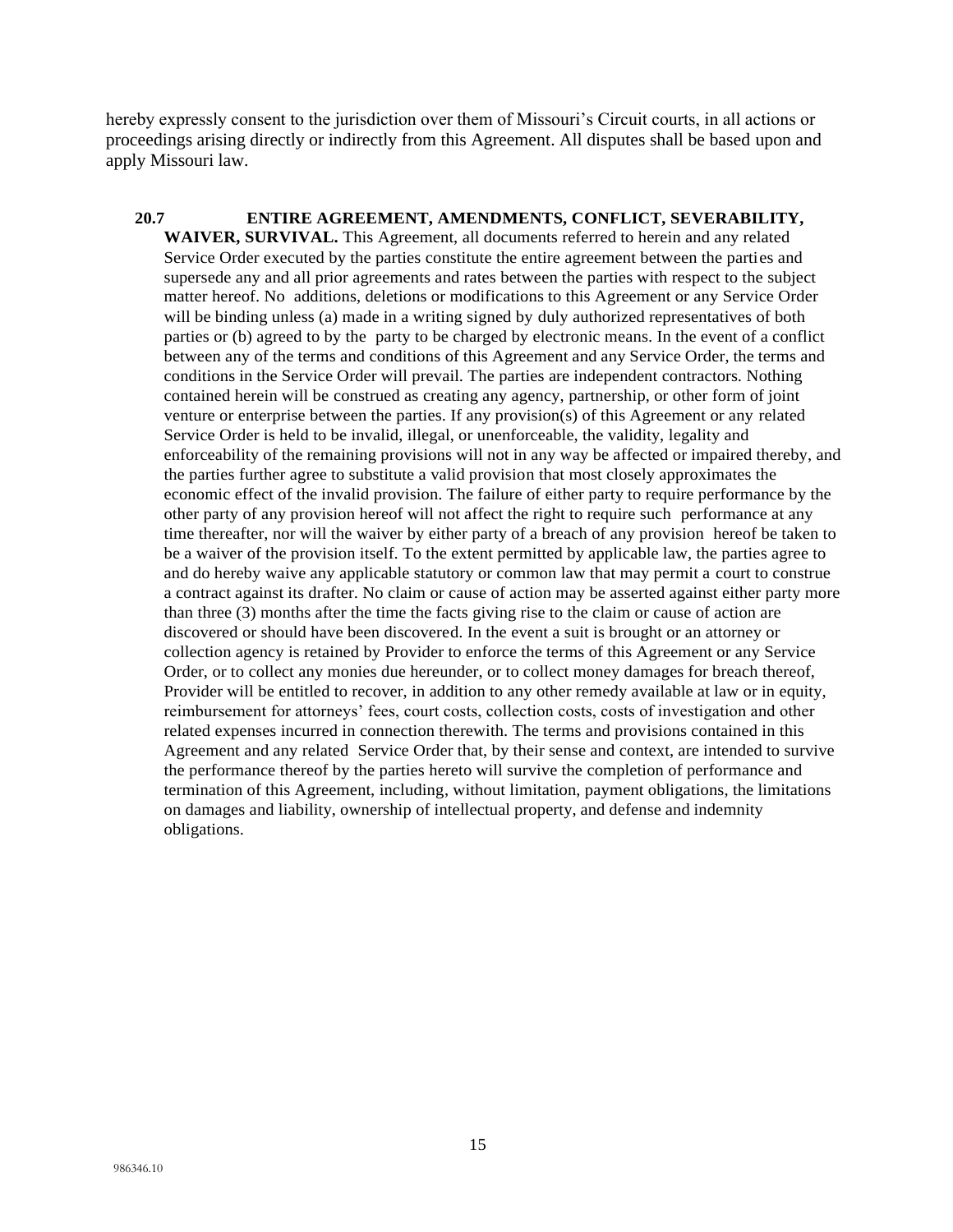hereby expressly consent to the jurisdiction over them of Missouri's Circuit courts, in all actions or proceedings arising directly or indirectly from this Agreement. All disputes shall be based upon and apply Missouri law.

**20.7 ENTIRE AGREEMENT, AMENDMENTS, CONFLICT, SEVERABILITY, WAIVER, SURVIVAL.** This Agreement, all documents referred to herein and any related Service Order executed by the parties constitute the entire agreement between the parties and supersede any and all prior agreements and rates between the parties with respect to the subject matter hereof. No additions, deletions or modifications to this Agreement or any Service Order will be binding unless (a) made in a writing signed by duly authorized representatives of both parties or (b) agreed to by the party to be charged by electronic means. In the event of a conflict between any of the terms and conditions of this Agreement and any Service Order, the terms and conditions in the Service Order will prevail. The parties are independent contractors. Nothing contained herein will be construed as creating any agency, partnership, or other form of joint venture or enterprise between the parties. If any provision(s) of this Agreement or any related Service Order is held to be invalid, illegal, or unenforceable, the validity, legality and enforceability of the remaining provisions will not in any way be affected or impaired thereby, and the parties further agree to substitute a valid provision that most closely approximates the economic effect of the invalid provision. The failure of either party to require performance by the other party of any provision hereof will not affect the right to require such performance at any time thereafter, nor will the waiver by either party of a breach of any provision hereof be taken to be a waiver of the provision itself. To the extent permitted by applicable law, the parties agree to and do hereby waive any applicable statutory or common law that may permit a court to construe a contract against its drafter. No claim or cause of action may be asserted against either party more than three (3) months after the time the facts giving rise to the claim or cause of action are discovered or should have been discovered. In the event a suit is brought or an attorney or collection agency is retained by Provider to enforce the terms of this Agreement or any Service Order, or to collect any monies due hereunder, or to collect money damages for breach thereof, Provider will be entitled to recover, in addition to any other remedy available at law or in equity, reimbursement for attorneys' fees, court costs, collection costs, costs of investigation and other related expenses incurred in connection therewith. The terms and provisions contained in this Agreement and any related Service Order that, by their sense and context, are intended to survive the performance thereof by the parties hereto will survive the completion of performance and termination of this Agreement, including, without limitation, payment obligations, the limitations on damages and liability, ownership of intellectual property, and defense and indemnity obligations.